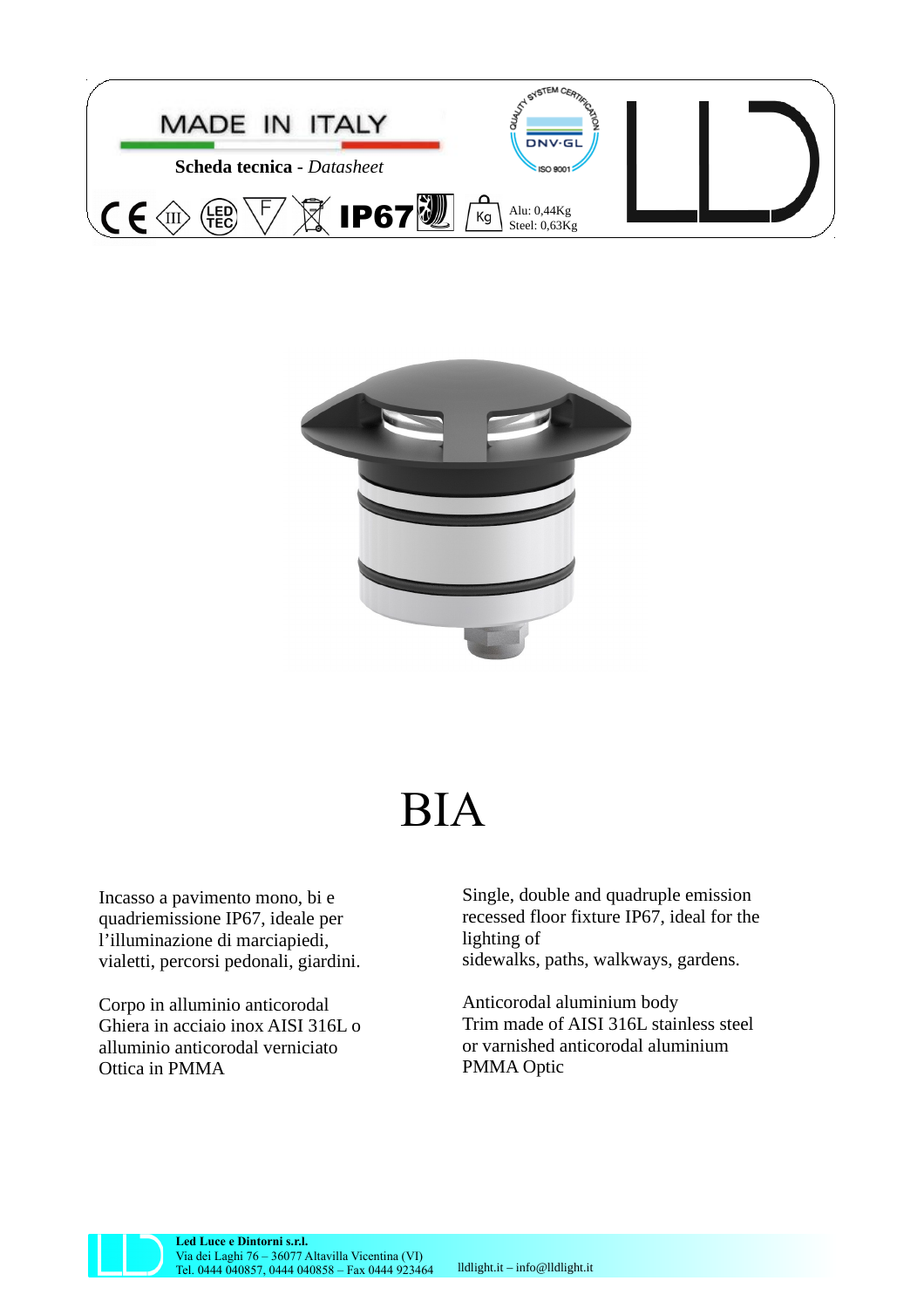MADE IN ITALY

**Scheda tecnica** - *Datasheet*

IP67

Alu: 0,44Kg
Steel: 0,63Kg

# BIA

Incasso a pavimento mono, bi e quadriemissione IP67, ideale per l'illuminazione di marciapiedi, vialetti, percorsi pedonali, giardini.

Corpo in alluminio anticorodal
Ghiera in acciaio inox AISI 316L o alluminio anticorodal verniciato
Ottica in PMMA

Single, double and quadruple emission recessed floor fixture IP67, ideal for the lighting of
sidewalks, paths, walkways, gardens.

Anticorodal aluminium body
Trim made of AISI 316L stainless steel or varnished anticorodal aluminium
PMMA Optic

**Led Luce e Dintorni s.r.l.**
Via dei Laghi 76 – 36077 Altavilla Vicentina (VI)
Tel. 0444 040857, 0444 040858 – Fax 0444 923464 lldlight.it – info@lldlight.it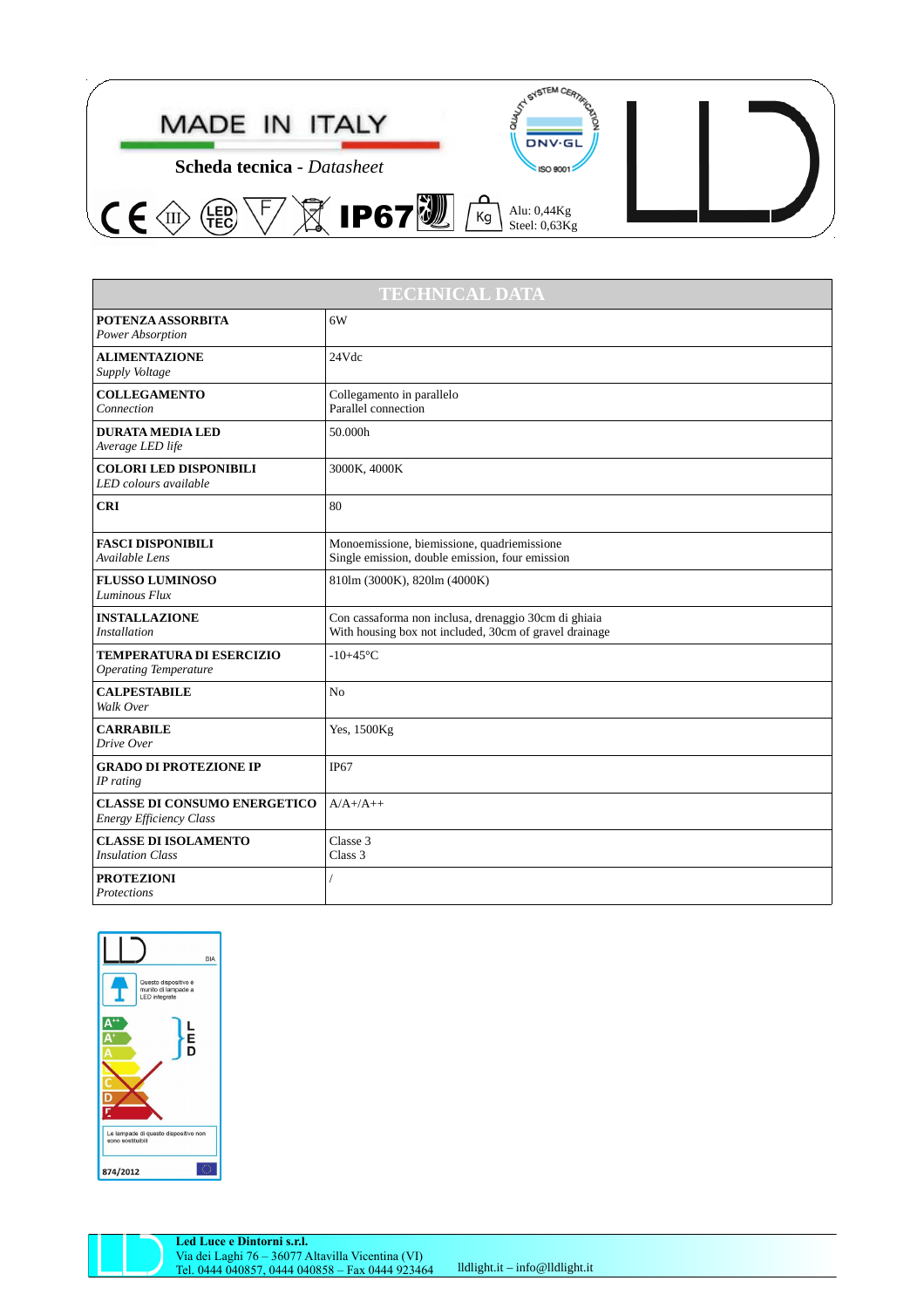MADE IN ITALY

**Scheda tecnica** - *Datasheet*

IP67

Alu: 0,44Kg
Steel: 0,63Kg

| TECHNICAL DATA | |
|---|---|
| **POTENZA ASSORBITA**<br>*Power Absorption* | 6W |
| **ALIMENTAZIONE**<br>*Supply Voltage* | 24Vdc |
| **COLLEGAMENTO**<br>*Connection* | Collegamento in parallelo<br>Parallel connection |
| **DURATA MEDIA LED**<br>*Average LED life* | 50.000h |
| **COLORI LED DISPONIBILI**<br>*LED colours available* | 3000K, 4000K |
| **CRI** | 80 |
| **FASCI DISPONIBILI**<br>*Available Lens* | Monoemissione, biemissione, quadriemissione<br>Single emission, double emission, four emission |
| **FLUSSO LUMINOSO**<br>*Luminous Flux* | 810lm (3000K), 820lm (4000K) |
| **INSTALLAZIONE**<br>*Installation* | Con cassaforma non inclusa, drenaggio 30cm di ghiaia<br>With housing box not included, 30cm of gravel drainage |
| **TEMPERATURA DI ESERCIZIO**<br>*Operating Temperature* | -10+45°C |
| **CALPESTABILE**<br>*Walk Over* | No |
| **CARRABILE**<br>*Drive Over* | Yes, 1500Kg |
| **GRADO DI PROTEZIONE IP**<br>*IP rating* | IP67 |
| **CLASSE DI CONSUMO ENERGETICO**<br>*Energy Efficiency Class* | A/A+/A++ |
| **CLASSE DI ISOLAMENTO**<br>*Insulation Class* | Classe 3<br>Class 3 |
| **PROTEZIONI**<br>*Protections* | / |

BIA

Questo dispositivo è munito di lampade a LED integrate

$A^{++}$
$A^{+}$
A
B
C
D
E

LED

Le lampade di questo dispositivo non sono sostituibili

874/2012

**Led Luce e Dintorni s.r.l.**
Via dei Laghi 76 – 36077 Altavilla Vicentina (VI)
Tel. 0444 040857, 0444 040858 – Fax 0444 923464 lldlight.it – info@lldlight.it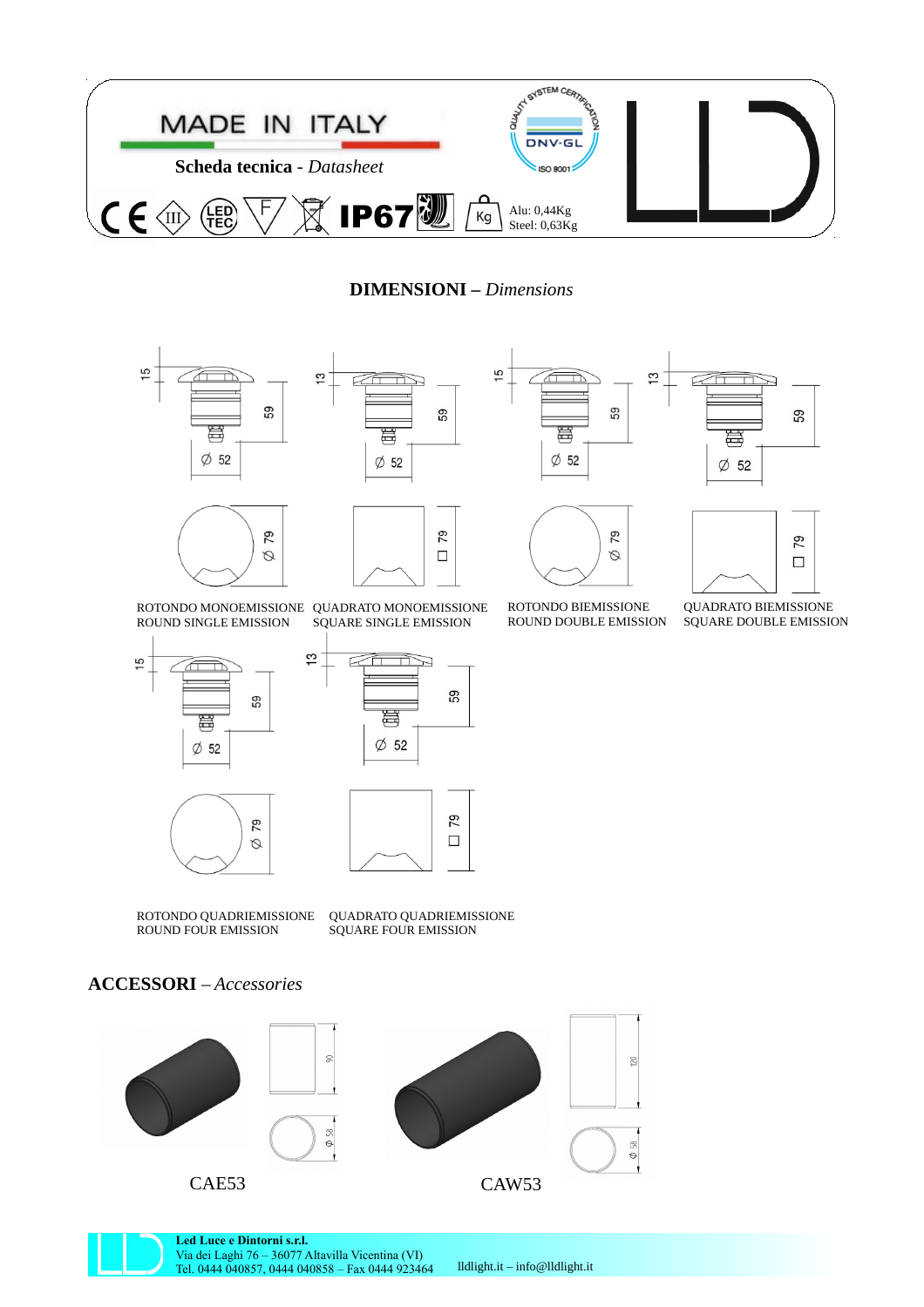MADE IN ITALY

**Scheda tecnica** - *Datasheet*

IP67

Alu: 0,44Kg
Steel: 0,63Kg

## DIMENSIONI – *Dimensions*

15
59
Ø 52
Ø 79

13
59
Ø 52
□ 79

15
59
Ø 52
Ø 79

13
59
Ø 52
□ 79

ROTONDO MONOEMISSIONE
ROUND SINGLE EMISSION

QUADRATO MONOEMISSIONE
SQUARE SINGLE EMISSION

ROTONDO BIEMISSIONE
ROUND DOUBLE EMISSION

QUADRATO BIEMISSIONE
SQUARE DOUBLE EMISSION

15
59
Ø 52
Ø 79

13
59
Ø 52
□ 79

ROTONDO QUADRIEMISSIONE
ROUND FOUR EMISSION

QUADRATO QUADRIEMISSIONE
SQUARE FOUR EMISSION

## ACCESSORI – *Accessories*

90
Ø 58

CAE53

120
Ø 58

CAW53

**Led Luce e Dintorni s.r.l.**
Via dei Laghi 76 – 36077 Altavilla Vicentina (VI)
Tel. 0444 040857, 0444 040858 – Fax 0444 923464 lldlight.it – info@lldlight.it